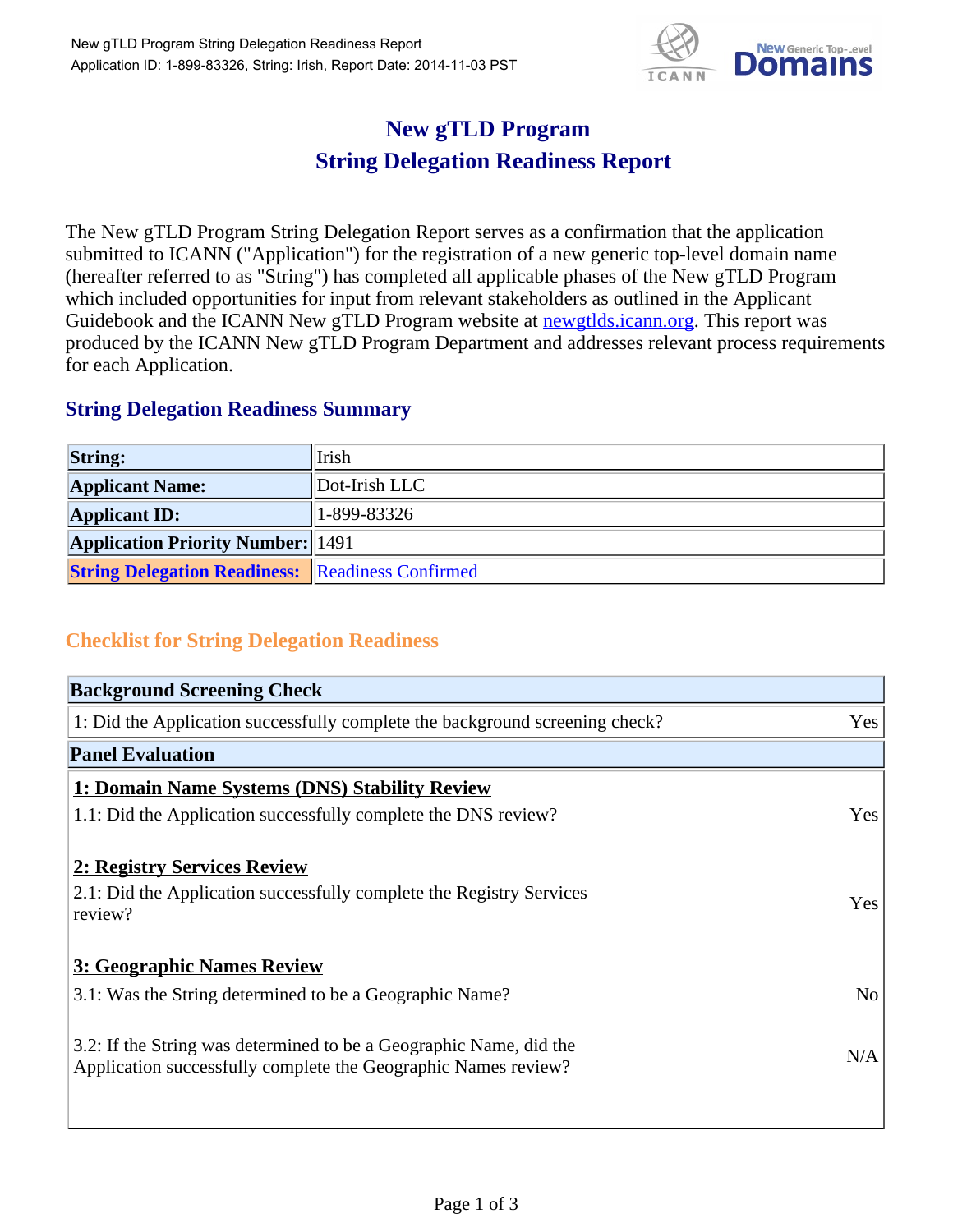# New gTLD Program
# String Delegation Readiness Report

The New gTLD Program String Delegation Report serves as a confirmation that the application submitted to ICANN ("Application") for the registration of a new generic top-level domain name (hereafter referred to as "String") has completed all applicable phases of the New gTLD Program which included opportunities for input from relevant stakeholders as outlined in the Applicant Guidebook and the ICANN New gTLD Program website at newgtlds.icann.org. This report was produced by the ICANN New gTLD Program Department and addresses relevant process requirements for each Application.

## String Delegation Readiness Summary

| | |
|---|---|
| **String:** | Irish |
| **Applicant Name:** | Dot-Irish LLC |
| **Applicant ID:** | 1-899-83326 |
| **Application Priority Number:** | 1491 |
| **String Delegation Readiness:** | Readiness Confirmed |

## Checklist for String Delegation Readiness

| **Background Screening Check** | |
|---|---|
| 1: Did the Application successfully complete the background screening check? | Yes |
| **Panel Evaluation** | |
| **1: Domain Name Systems (DNS) Stability Review** | |
| 1.1: Did the Application successfully complete the DNS review? | Yes |
| **2: Registry Services Review** | |
| 2.1: Did the Application successfully complete the Registry Services review? | Yes |
| **3: Geographic Names Review** | |
| 3.1: Was the String determined to be a Geographic Name? | No |
| 3.2: If the String was determined to be a Geographic Name, did the Application successfully complete the Geographic Names review? | N/A |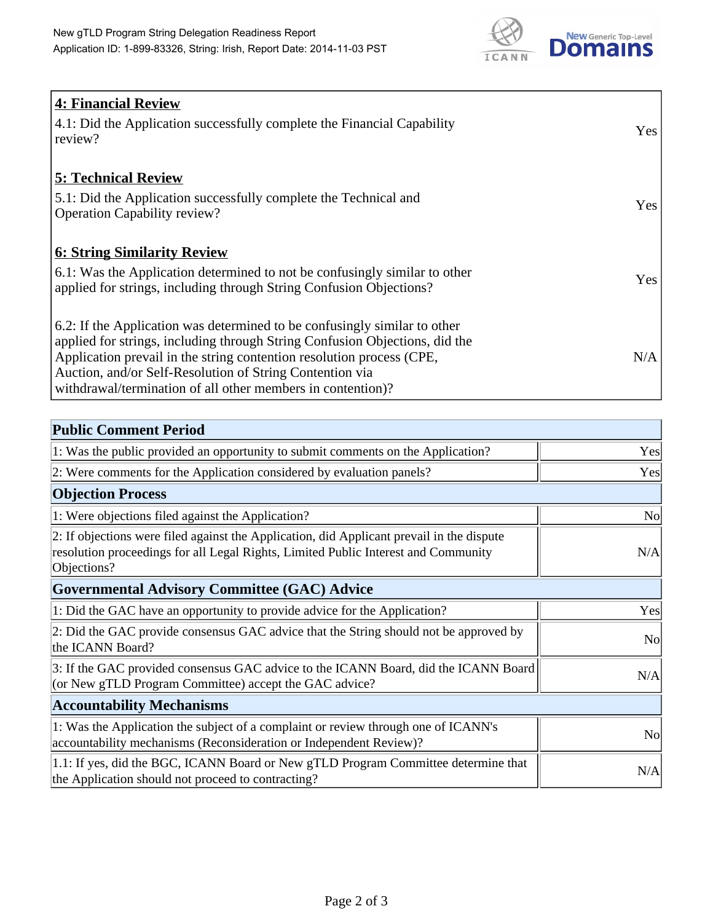| **4: Financial Review** | |
|---|---|
| 4.1: Did the Application successfully complete the Financial Capability review? | Yes |
| **5: Technical Review** | |
| 5.1: Did the Application successfully complete the Technical and Operation Capability review? | Yes |
| **6: String Similarity Review** | |
| 6.1: Was the Application determined to not be confusingly similar to other applied for strings, including through String Confusion Objections? | Yes |
| 6.2: If the Application was determined to be confusingly similar to other applied for strings, including through String Confusion Objections, did the Application prevail in the string contention resolution process (CPE, Auction, and/or Self-Resolution of String Contention via withdrawal/termination of all other members in contention)? | N/A |

| **Public Comment Period** | |
|---|---|
| 1: Was the public provided an opportunity to submit comments on the Application? | Yes |
| 2: Were comments for the Application considered by evaluation panels? | Yes |
| **Objection Process** | |
| 1: Were objections filed against the Application? | No |
| 2: If objections were filed against the Application, did Applicant prevail in the dispute resolution proceedings for all Legal Rights, Limited Public Interest and Community Objections? | N/A |
| **Governmental Advisory Committee (GAC) Advice** | |
| 1: Did the GAC have an opportunity to provide advice for the Application? | Yes |
| 2: Did the GAC provide consensus GAC advice that the String should not be approved by the ICANN Board? | No |
| 3: If the GAC provided consensus GAC advice to the ICANN Board, did the ICANN Board (or New gTLD Program Committee) accept the GAC advice? | N/A |
| **Accountability Mechanisms** | |
| 1: Was the Application the subject of a complaint or review through one of ICANN's accountability mechanisms (Reconsideration or Independent Review)? | No |
| 1.1: If yes, did the BGC, ICANN Board or New gTLD Program Committee determine that the Application should not proceed to contracting? | N/A |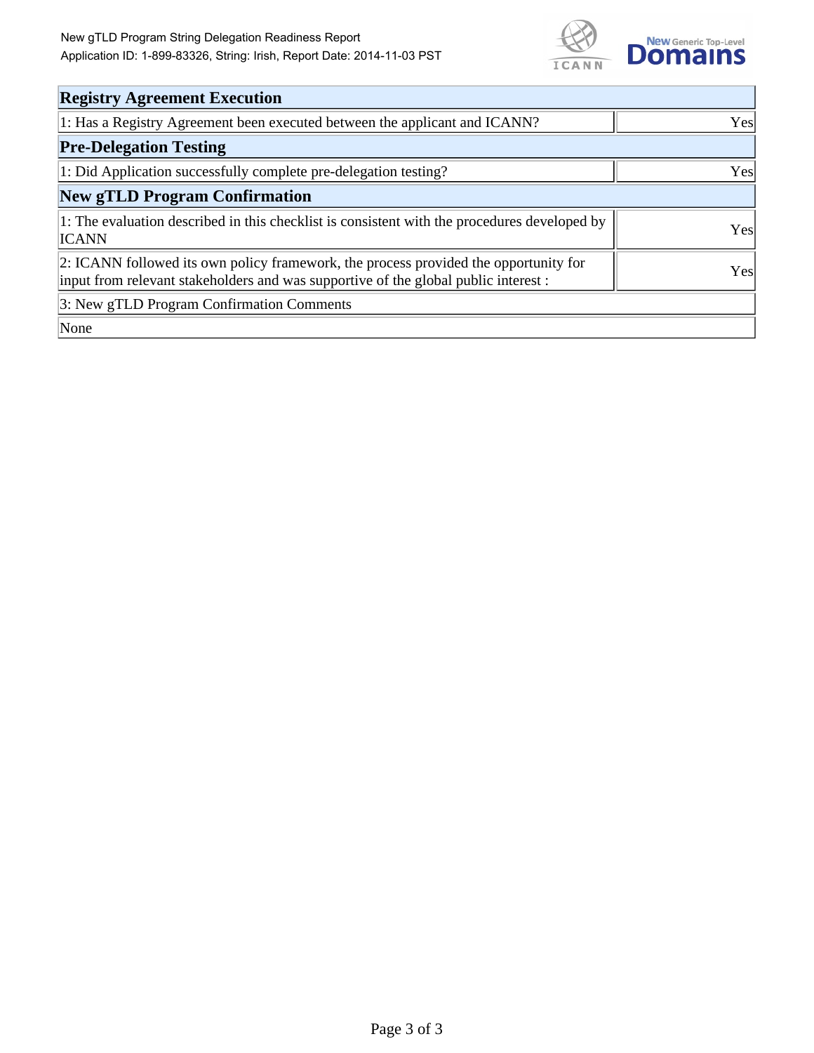## Registry Agreement Execution

| | |
|---|---|
| 1: Has a Registry Agreement been executed between the applicant and ICANN? | Yes |

## Pre-Delegation Testing

| | |
|---|---|
| 1: Did Application successfully complete pre-delegation testing? | Yes |

## New gTLD Program Confirmation

| | |
|---|---|
| 1: The evaluation described in this checklist is consistent with the procedures developed by ICANN | Yes |
| 2: ICANN followed its own policy framework, the process provided the opportunity for input from relevant stakeholders and was supportive of the global public interest : | Yes |
| 3: New gTLD Program Confirmation Comments | |
| None | |